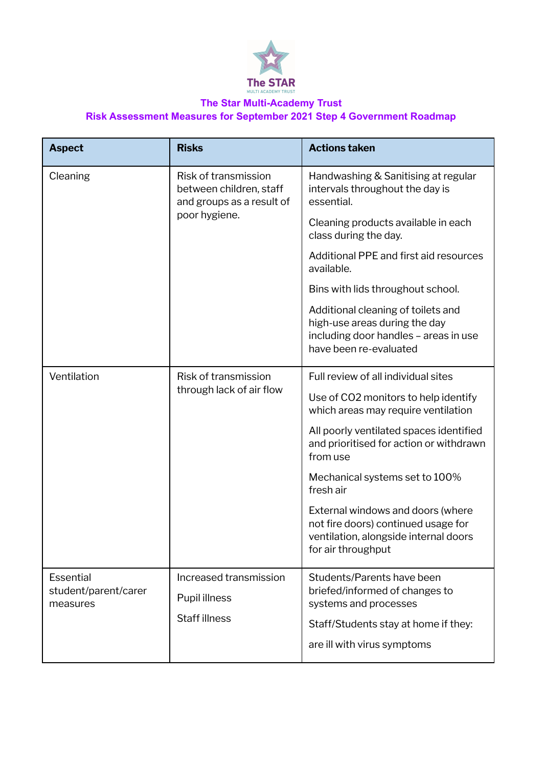The STAR
MULTI ACADEMY TRUST

## The Star Multi-Academy Trust

## Risk Assessment Measures for September 2021 Step 4 Government Roadmap

| Aspect | Risks | Actions taken |
|---|---|---|
| Cleaning | Risk of transmission between children, staff and groups as a result of poor hygiene. | Handwashing & Sanitising at regular intervals throughout the day is essential.<br><br>Cleaning products available in each class during the day.<br><br>Additional PPE and first aid resources available.<br><br>Bins with lids throughout school.<br><br>Additional cleaning of toilets and high-use areas during the day including door handles – areas in use have been re-evaluated |
| Ventilation | Risk of transmission through lack of air flow | Full review of all individual sites<br><br>Use of $CO_2$ monitors to help identify which areas may require ventilation<br><br>All poorly ventilated spaces identified and prioritised for action or withdrawn from use<br><br>Mechanical systems set to 100% fresh air<br><br>External windows and doors (where not fire doors) continued usage for ventilation, alongside internal doors for air throughput |
| Essential student/parent/carer measures | Increased transmission<br><br>Pupil illness<br><br>Staff illness | Students/Parents have been briefed/informed of changes to systems and processes<br><br>Staff/Students stay at home if they:<br><br>are ill with virus symptoms |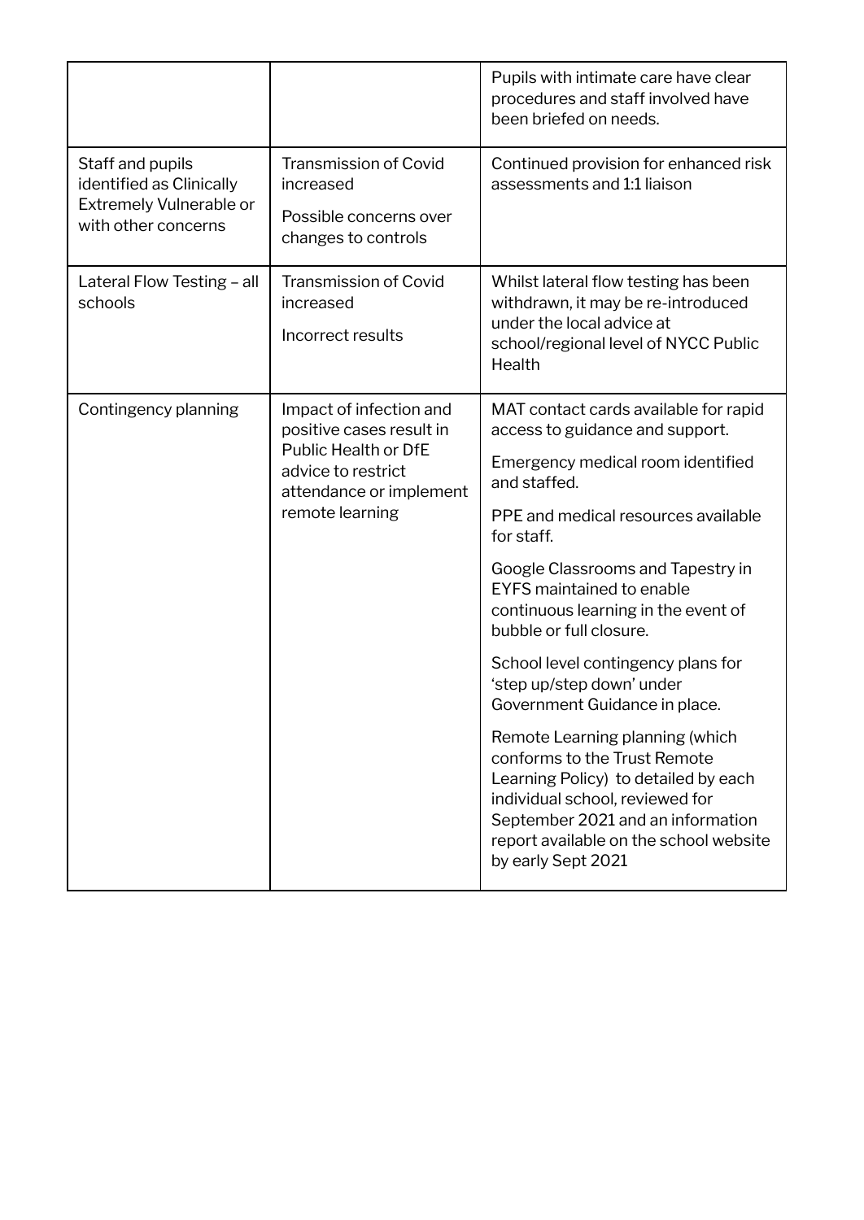| | | |
|---|---|---|
| | | Pupils with intimate care have clear procedures and staff involved have been briefed on needs. |
| Staff and pupils identified as Clinically Extremely Vulnerable or with other concerns | Transmission of Covid increased<br><br>Possible concerns over changes to controls | Continued provision for enhanced risk assessments and 1:1 liaison |
| Lateral Flow Testing – all schools | Transmission of Covid increased<br><br>Incorrect results | Whilst lateral flow testing has been withdrawn, it may be re-introduced under the local advice at school/regional level of NYCC Public Health |
| Contingency planning | Impact of infection and positive cases result in Public Health or DfE advice to restrict attendance or implement remote learning | MAT contact cards available for rapid access to guidance and support.<br><br>Emergency medical room identified and staffed.<br><br>PPE and medical resources available for staff.<br><br>Google Classrooms and Tapestry in EYFS maintained to enable continuous learning in the event of bubble or full closure.<br><br>School level contingency plans for 'step up/step down' under Government Guidance in place.<br><br>Remote Learning planning (which conforms to the Trust Remote Learning Policy) to detailed by each individual school, reviewed for September 2021 and an information report available on the school website by early Sept 2021 |